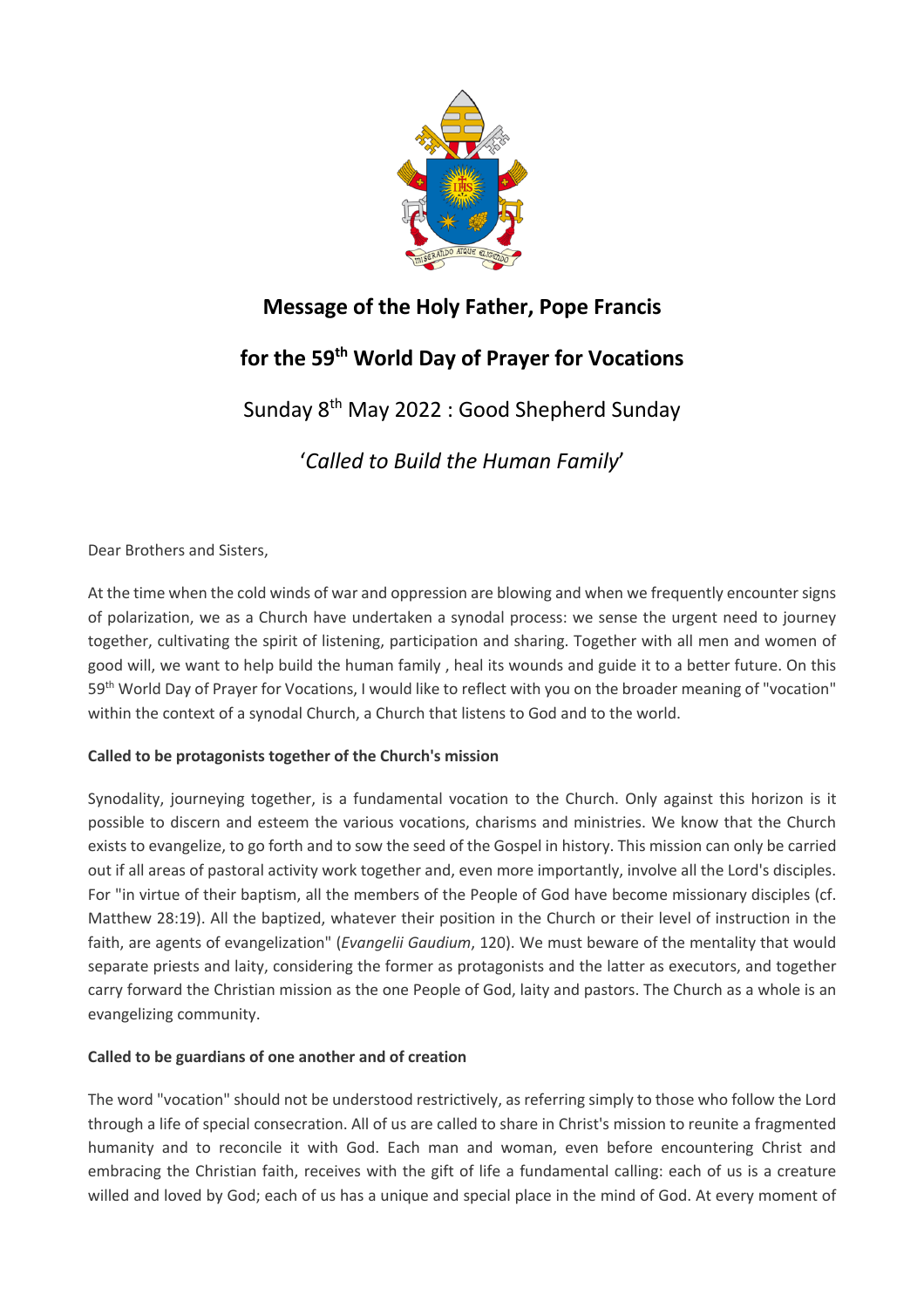# Message of the Holy Father, Pope Francis

## for the 59th World Day of Prayer for Vocations

Sunday 8th May 2022 : Good Shepherd Sunday

'*Called to Build the Human Family*'

Dear Brothers and Sisters,

At the time when the cold winds of war and oppression are blowing and when we frequently encounter signs of polarization, we as a Church have undertaken a synodal process: we sense the urgent need to journey together, cultivating the spirit of listening, participation and sharing. Together with all men and women of good will, we want to help build the human family , heal its wounds and guide it to a better future. On this 59th World Day of Prayer for Vocations, I would like to reflect with you on the broader meaning of "vocation" within the context of a synodal Church, a Church that listens to God and to the world.

**Called to be protagonists together of the Church's mission**

Synodality, journeying together, is a fundamental vocation to the Church. Only against this horizon is it possible to discern and esteem the various vocations, charisms and ministries. We know that the Church exists to evangelize, to go forth and to sow the seed of the Gospel in history. This mission can only be carried out if all areas of pastoral activity work together and, even more importantly, involve all the Lord's disciples. For "in virtue of their baptism, all the members of the People of God have become missionary disciples (cf. Matthew 28:19). All the baptized, whatever their position in the Church or their level of instruction in the faith, are agents of evangelization" (*Evangelii Gaudium*, 120). We must beware of the mentality that would separate priests and laity, considering the former as protagonists and the latter as executors, and together carry forward the Christian mission as the one People of God, laity and pastors. The Church as a whole is an evangelizing community.

**Called to be guardians of one another and of creation**

The word "vocation" should not be understood restrictively, as referring simply to those who follow the Lord through a life of special consecration. All of us are called to share in Christ's mission to reunite a fragmented humanity and to reconcile it with God. Each man and woman, even before encountering Christ and embracing the Christian faith, receives with the gift of life a fundamental calling: each of us is a creature willed and loved by God; each of us has a unique and special place in the mind of God. At every moment of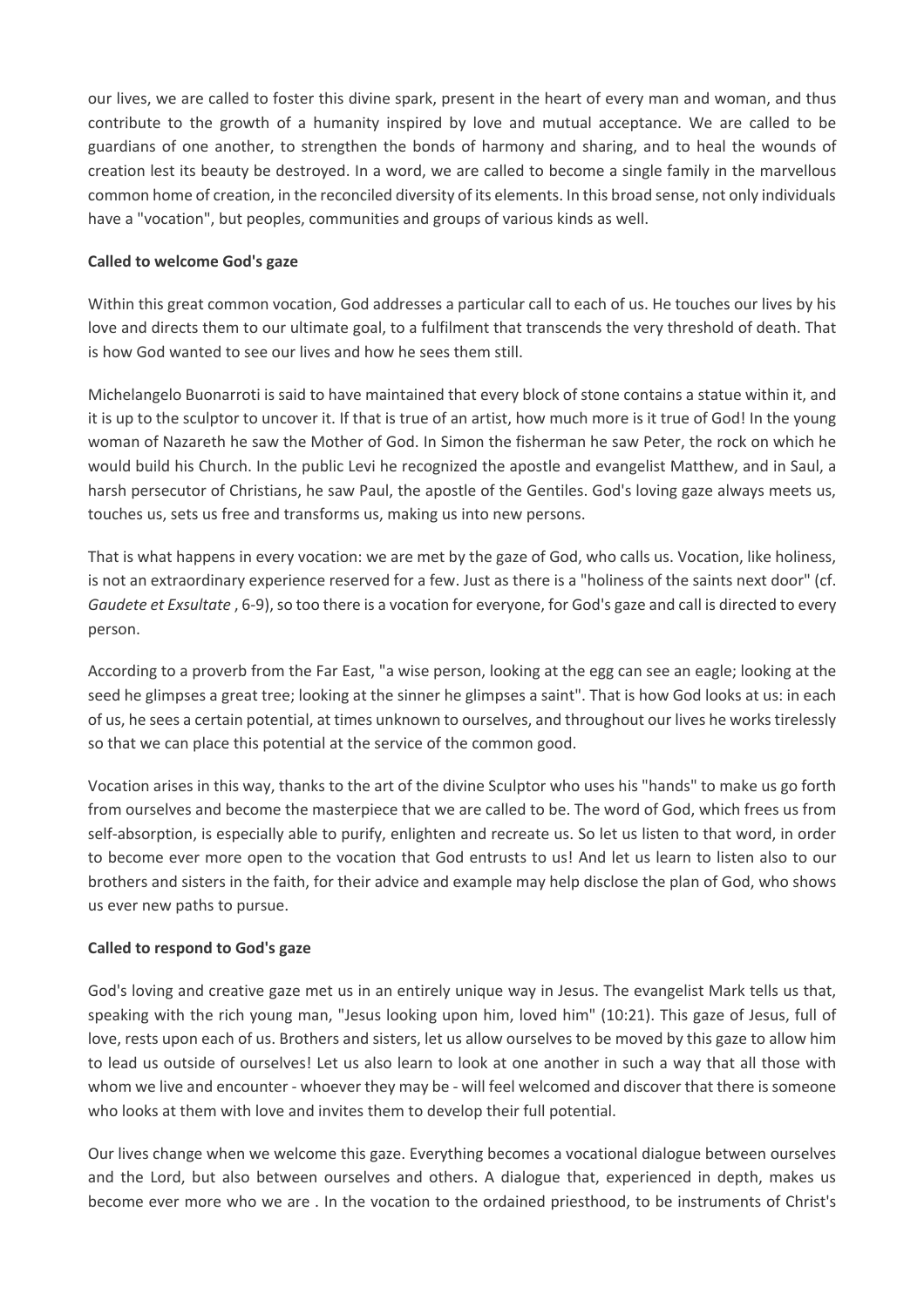our lives, we are called to foster this divine spark, present in the heart of every man and woman, and thus contribute to the growth of a humanity inspired by love and mutual acceptance. We are called to be guardians of one another, to strengthen the bonds of harmony and sharing, and to heal the wounds of creation lest its beauty be destroyed. In a word, we are called to become a single family in the marvellous common home of creation, in the reconciled diversity of its elements. In this broad sense, not only individuals have a "vocation", but peoples, communities and groups of various kinds as well.

**Called to welcome God's gaze**

Within this great common vocation, God addresses a particular call to each of us. He touches our lives by his love and directs them to our ultimate goal, to a fulfilment that transcends the very threshold of death. That is how God wanted to see our lives and how he sees them still.

Michelangelo Buonarroti is said to have maintained that every block of stone contains a statue within it, and it is up to the sculptor to uncover it. If that is true of an artist, how much more is it true of God! In the young woman of Nazareth he saw the Mother of God. In Simon the fisherman he saw Peter, the rock on which he would build his Church. In the public Levi he recognized the apostle and evangelist Matthew, and in Saul, a harsh persecutor of Christians, he saw Paul, the apostle of the Gentiles. God's loving gaze always meets us, touches us, sets us free and transforms us, making us into new persons.

That is what happens in every vocation: we are met by the gaze of God, who calls us. Vocation, like holiness, is not an extraordinary experience reserved for a few. Just as there is a "holiness of the saints next door" (cf. *Gaudete et Exsultate* , 6-9), so too there is a vocation for everyone, for God's gaze and call is directed to every person.

According to a proverb from the Far East, "a wise person, looking at the egg can see an eagle; looking at the seed he glimpses a great tree; looking at the sinner he glimpses a saint". That is how God looks at us: in each of us, he sees a certain potential, at times unknown to ourselves, and throughout our lives he works tirelessly so that we can place this potential at the service of the common good.

Vocation arises in this way, thanks to the art of the divine Sculptor who uses his "hands" to make us go forth from ourselves and become the masterpiece that we are called to be. The word of God, which frees us from self-absorption, is especially able to purify, enlighten and recreate us. So let us listen to that word, in order to become ever more open to the vocation that God entrusts to us! And let us learn to listen also to our brothers and sisters in the faith, for their advice and example may help disclose the plan of God, who shows us ever new paths to pursue.

**Called to respond to God's gaze**

God's loving and creative gaze met us in an entirely unique way in Jesus. The evangelist Mark tells us that, speaking with the rich young man, "Jesus looking upon him, loved him" (10:21). This gaze of Jesus, full of love, rests upon each of us. Brothers and sisters, let us allow ourselves to be moved by this gaze to allow him to lead us outside of ourselves! Let us also learn to look at one another in such a way that all those with whom we live and encounter - whoever they may be - will feel welcomed and discover that there is someone who looks at them with love and invites them to develop their full potential.

Our lives change when we welcome this gaze. Everything becomes a vocational dialogue between ourselves and the Lord, but also between ourselves and others. A dialogue that, experienced in depth, makes us become ever more who we are . In the vocation to the ordained priesthood, to be instruments of Christ's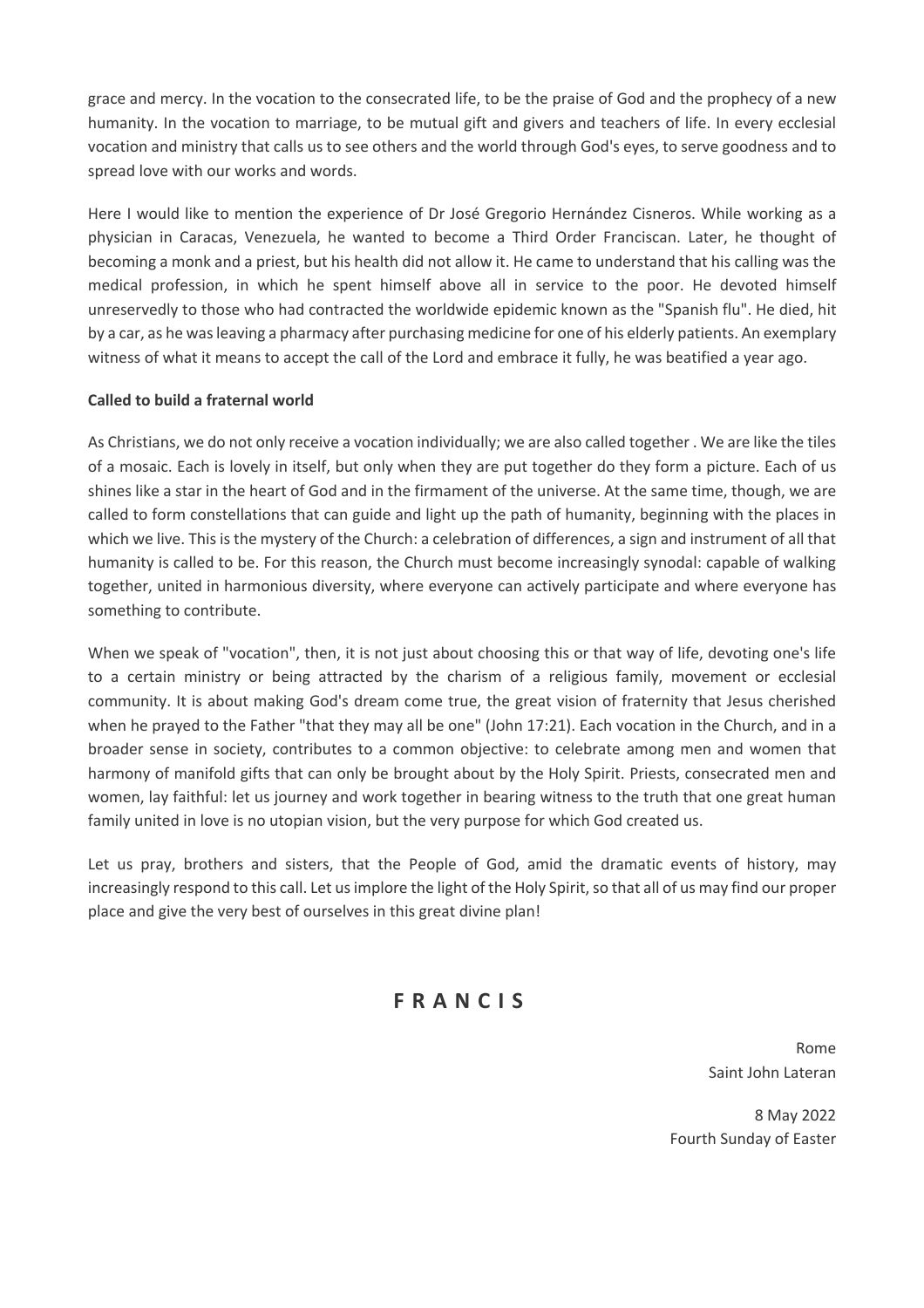grace and mercy. In the vocation to the consecrated life, to be the praise of God and the prophecy of a new humanity. In the vocation to marriage, to be mutual gift and givers and teachers of life. In every ecclesial vocation and ministry that calls us to see others and the world through God's eyes, to serve goodness and to spread love with our works and words.

Here I would like to mention the experience of Dr José Gregorio Hernández Cisneros. While working as a physician in Caracas, Venezuela, he wanted to become a Third Order Franciscan. Later, he thought of becoming a monk and a priest, but his health did not allow it. He came to understand that his calling was the medical profession, in which he spent himself above all in service to the poor. He devoted himself unreservedly to those who had contracted the worldwide epidemic known as the "Spanish flu". He died, hit by a car, as he was leaving a pharmacy after purchasing medicine for one of his elderly patients. An exemplary witness of what it means to accept the call of the Lord and embrace it fully, he was beatified a year ago.

**Called to build a fraternal world**

As Christians, we do not only receive a vocation individually; we are also called together . We are like the tiles of a mosaic. Each is lovely in itself, but only when they are put together do they form a picture. Each of us shines like a star in the heart of God and in the firmament of the universe. At the same time, though, we are called to form constellations that can guide and light up the path of humanity, beginning with the places in which we live. This is the mystery of the Church: a celebration of differences, a sign and instrument of all that humanity is called to be. For this reason, the Church must become increasingly synodal: capable of walking together, united in harmonious diversity, where everyone can actively participate and where everyone has something to contribute.

When we speak of "vocation", then, it is not just about choosing this or that way of life, devoting one's life to a certain ministry or being attracted by the charism of a religious family, movement or ecclesial community. It is about making God's dream come true, the great vision of fraternity that Jesus cherished when he prayed to the Father "that they may all be one" (John 17:21). Each vocation in the Church, and in a broader sense in society, contributes to a common objective: to celebrate among men and women that harmony of manifold gifts that can only be brought about by the Holy Spirit. Priests, consecrated men and women, lay faithful: let us journey and work together in bearing witness to the truth that one great human family united in love is no utopian vision, but the very purpose for which God created us.

Let us pray, brothers and sisters, that the People of God, amid the dramatic events of history, may increasingly respond to this call. Let us implore the light of the Holy Spirit, so that all of us may find our proper place and give the very best of ourselves in this great divine plan!

**F R A N C I S**

Rome
Saint John Lateran

8 May 2022
Fourth Sunday of Easter